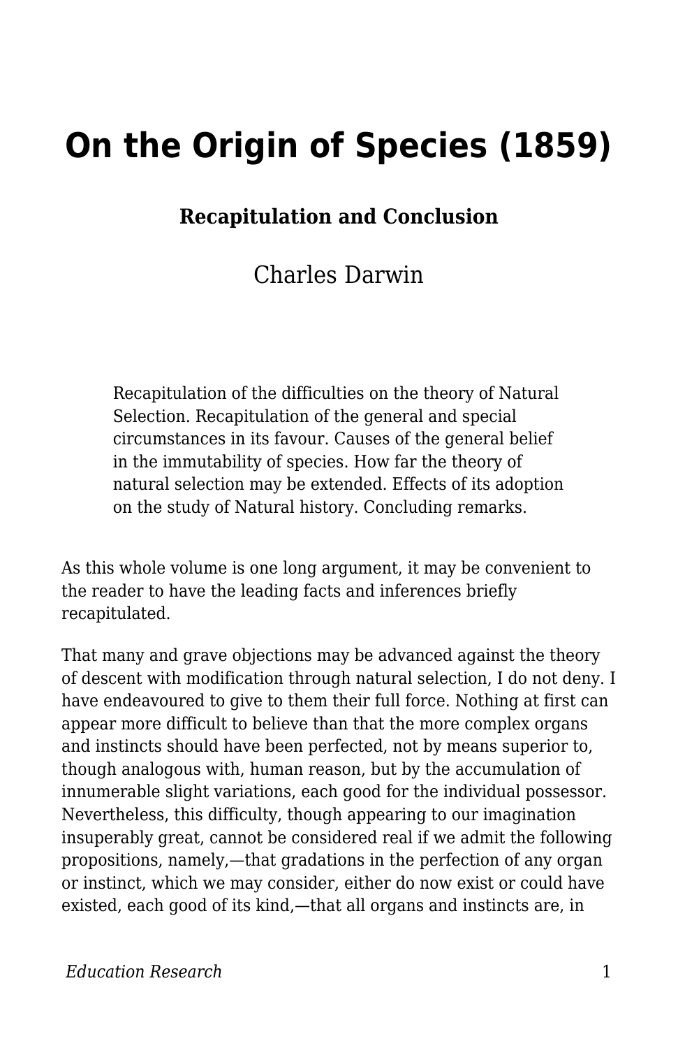# On the Origin of Species (1859)

### Recapitulation and Conclusion

Charles Darwin

> Recapitulation of the difficulties on the theory of Natural Selection. Recapitulation of the general and special circumstances in its favour. Causes of the general belief in the immutability of species. How far the theory of natural selection may be extended. Effects of its adoption on the study of Natural history. Concluding remarks.

As this whole volume is one long argument, it may be convenient to the reader to have the leading facts and inferences briefly recapitulated.

That many and grave objections may be advanced against the theory of descent with modification through natural selection, I do not deny. I have endeavoured to give to them their full force. Nothing at first can appear more difficult to believe than that the more complex organs and instincts should have been perfected, not by means superior to, though analogous with, human reason, but by the accumulation of innumerable slight variations, each good for the individual possessor. Nevertheless, this difficulty, though appearing to our imagination insuperably great, cannot be considered real if we admit the following propositions, namely,—that gradations in the perfection of any organ or instinct, which we may consider, either do now exist or could have existed, each good of its kind,—that all organs and instincts are, in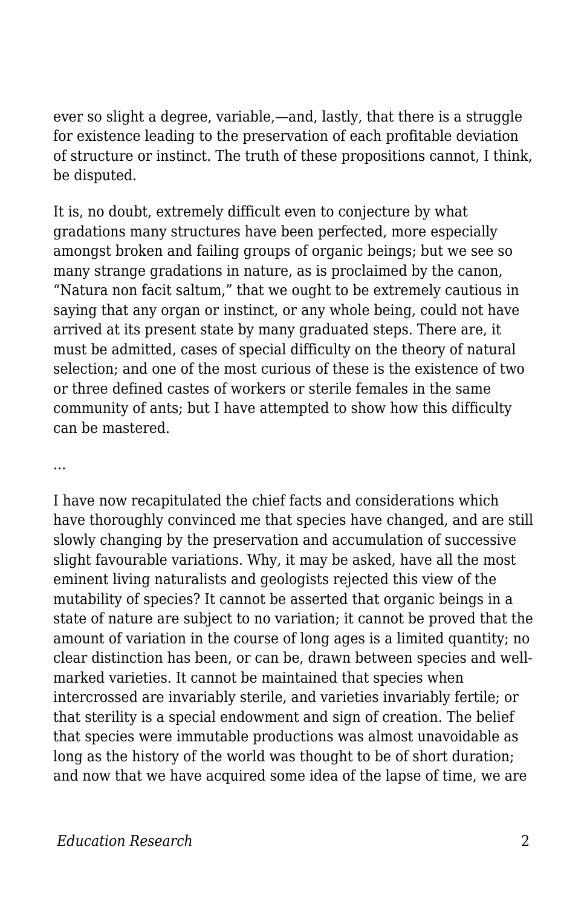ever so slight a degree, variable,—and, lastly, that there is a struggle for existence leading to the preservation of each profitable deviation of structure or instinct. The truth of these propositions cannot, I think, be disputed.

It is, no doubt, extremely difficult even to conjecture by what gradations many structures have been perfected, more especially amongst broken and failing groups of organic beings; but we see so many strange gradations in nature, as is proclaimed by the canon, "Natura non facit saltum," that we ought to be extremely cautious in saying that any organ or instinct, or any whole being, could not have arrived at its present state by many graduated steps. There are, it must be admitted, cases of special difficulty on the theory of natural selection; and one of the most curious of these is the existence of two or three defined castes of workers or sterile females in the same community of ants; but I have attempted to show how this difficulty can be mastered.

...

I have now recapitulated the chief facts and considerations which have thoroughly convinced me that species have changed, and are still slowly changing by the preservation and accumulation of successive slight favourable variations. Why, it may be asked, have all the most eminent living naturalists and geologists rejected this view of the mutability of species? It cannot be asserted that organic beings in a state of nature are subject to no variation; it cannot be proved that the amount of variation in the course of long ages is a limited quantity; no clear distinction has been, or can be, drawn between species and well-marked varieties. It cannot be maintained that species when intercrossed are invariably sterile, and varieties invariably fertile; or that sterility is a special endowment and sign of creation. The belief that species were immutable productions was almost unavoidable as long as the history of the world was thought to be of short duration; and now that we have acquired some idea of the lapse of time, we are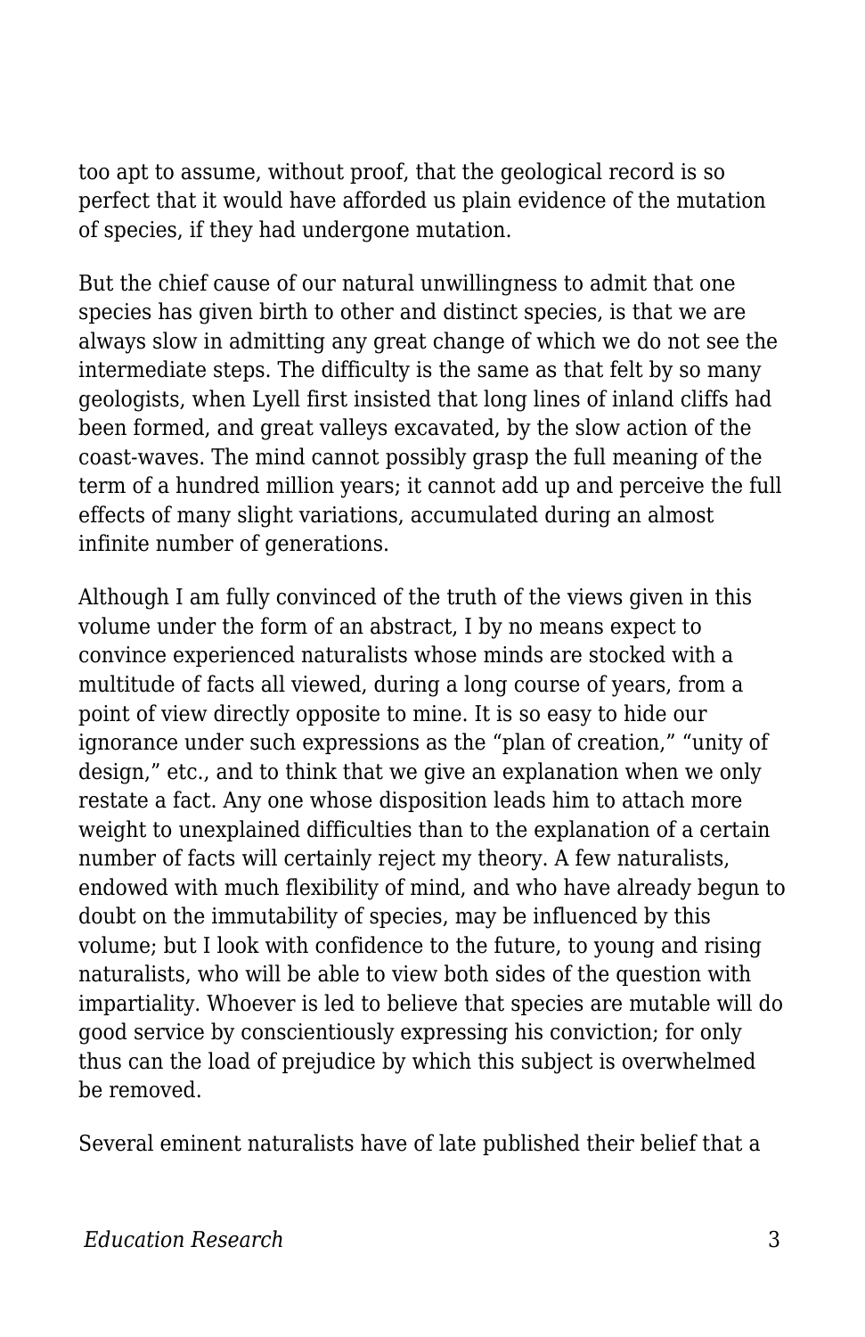too apt to assume, without proof, that the geological record is so perfect that it would have afforded us plain evidence of the mutation of species, if they had undergone mutation.

But the chief cause of our natural unwillingness to admit that one species has given birth to other and distinct species, is that we are always slow in admitting any great change of which we do not see the intermediate steps. The difficulty is the same as that felt by so many geologists, when Lyell first insisted that long lines of inland cliffs had been formed, and great valleys excavated, by the slow action of the coast-waves. The mind cannot possibly grasp the full meaning of the term of a hundred million years; it cannot add up and perceive the full effects of many slight variations, accumulated during an almost infinite number of generations.

Although I am fully convinced of the truth of the views given in this volume under the form of an abstract, I by no means expect to convince experienced naturalists whose minds are stocked with a multitude of facts all viewed, during a long course of years, from a point of view directly opposite to mine. It is so easy to hide our ignorance under such expressions as the “plan of creation,” “unity of design,” etc., and to think that we give an explanation when we only restate a fact. Any one whose disposition leads him to attach more weight to unexplained difficulties than to the explanation of a certain number of facts will certainly reject my theory. A few naturalists, endowed with much flexibility of mind, and who have already begun to doubt on the immutability of species, may be influenced by this volume; but I look with confidence to the future, to young and rising naturalists, who will be able to view both sides of the question with impartiality. Whoever is led to believe that species are mutable will do good service by conscientiously expressing his conviction; for only thus can the load of prejudice by which this subject is overwhelmed be removed.

Several eminent naturalists have of late published their belief that a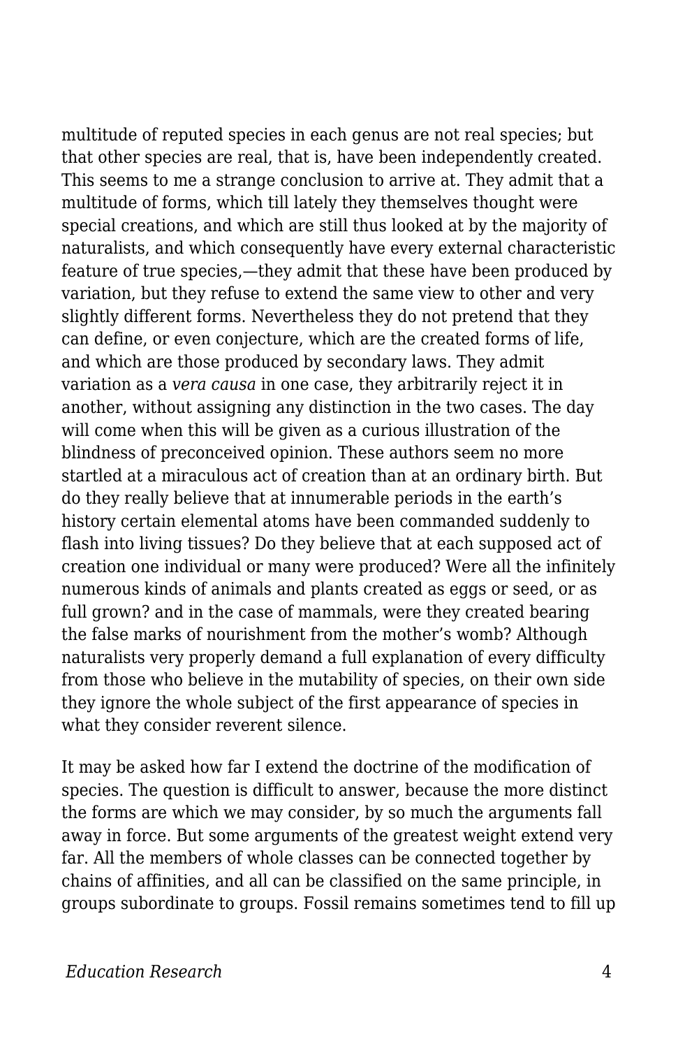multitude of reputed species in each genus are not real species; but that other species are real, that is, have been independently created. This seems to me a strange conclusion to arrive at. They admit that a multitude of forms, which till lately they themselves thought were special creations, and which are still thus looked at by the majority of naturalists, and which consequently have every external characteristic feature of true species,—they admit that these have been produced by variation, but they refuse to extend the same view to other and very slightly different forms. Nevertheless they do not pretend that they can define, or even conjecture, which are the created forms of life, and which are those produced by secondary laws. They admit variation as a *vera causa* in one case, they arbitrarily reject it in another, without assigning any distinction in the two cases. The day will come when this will be given as a curious illustration of the blindness of preconceived opinion. These authors seem no more startled at a miraculous act of creation than at an ordinary birth. But do they really believe that at innumerable periods in the earth's history certain elemental atoms have been commanded suddenly to flash into living tissues? Do they believe that at each supposed act of creation one individual or many were produced? Were all the infinitely numerous kinds of animals and plants created as eggs or seed, or as full grown? and in the case of mammals, were they created bearing the false marks of nourishment from the mother's womb? Although naturalists very properly demand a full explanation of every difficulty from those who believe in the mutability of species, on their own side they ignore the whole subject of the first appearance of species in what they consider reverent silence.

It may be asked how far I extend the doctrine of the modification of species. The question is difficult to answer, because the more distinct the forms are which we may consider, by so much the arguments fall away in force. But some arguments of the greatest weight extend very far. All the members of whole classes can be connected together by chains of affinities, and all can be classified on the same principle, in groups subordinate to groups. Fossil remains sometimes tend to fill up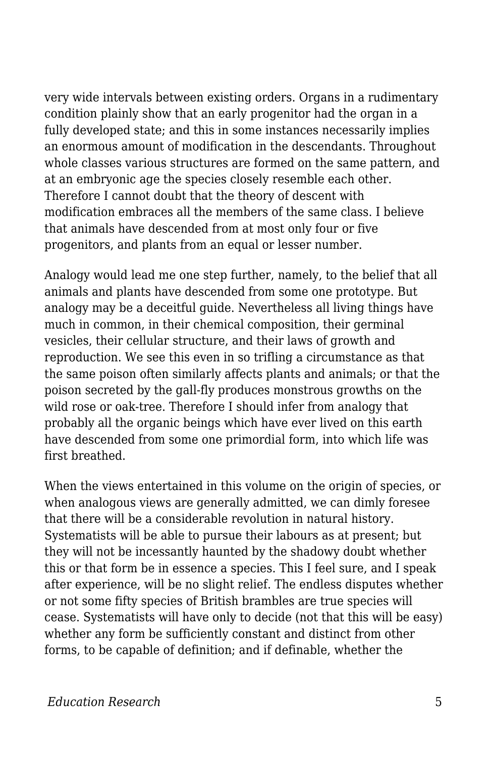very wide intervals between existing orders. Organs in a rudimentary condition plainly show that an early progenitor had the organ in a fully developed state; and this in some instances necessarily implies an enormous amount of modification in the descendants. Throughout whole classes various structures are formed on the same pattern, and at an embryonic age the species closely resemble each other. Therefore I cannot doubt that the theory of descent with modification embraces all the members of the same class. I believe that animals have descended from at most only four or five progenitors, and plants from an equal or lesser number.

Analogy would lead me one step further, namely, to the belief that all animals and plants have descended from some one prototype. But analogy may be a deceitful guide. Nevertheless all living things have much in common, in their chemical composition, their germinal vesicles, their cellular structure, and their laws of growth and reproduction. We see this even in so trifling a circumstance as that the same poison often similarly affects plants and animals; or that the poison secreted by the gall-fly produces monstrous growths on the wild rose or oak-tree. Therefore I should infer from analogy that probably all the organic beings which have ever lived on this earth have descended from some one primordial form, into which life was first breathed.

When the views entertained in this volume on the origin of species, or when analogous views are generally admitted, we can dimly foresee that there will be a considerable revolution in natural history. Systematists will be able to pursue their labours as at present; but they will not be incessantly haunted by the shadowy doubt whether this or that form be in essence a species. This I feel sure, and I speak after experience, will be no slight relief. The endless disputes whether or not some fifty species of British brambles are true species will cease. Systematists will have only to decide (not that this will be easy) whether any form be sufficiently constant and distinct from other forms, to be capable of definition; and if definable, whether the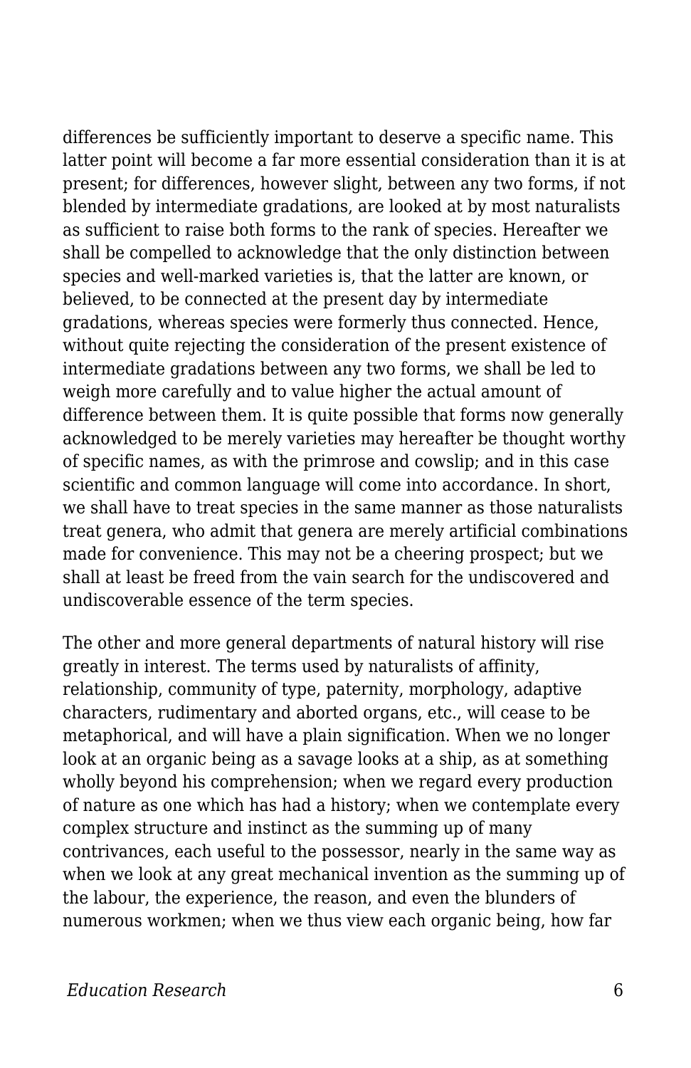differences be sufficiently important to deserve a specific name. This latter point will become a far more essential consideration than it is at present; for differences, however slight, between any two forms, if not blended by intermediate gradations, are looked at by most naturalists as sufficient to raise both forms to the rank of species. Hereafter we shall be compelled to acknowledge that the only distinction between species and well-marked varieties is, that the latter are known, or believed, to be connected at the present day by intermediate gradations, whereas species were formerly thus connected. Hence, without quite rejecting the consideration of the present existence of intermediate gradations between any two forms, we shall be led to weigh more carefully and to value higher the actual amount of difference between them. It is quite possible that forms now generally acknowledged to be merely varieties may hereafter be thought worthy of specific names, as with the primrose and cowslip; and in this case scientific and common language will come into accordance. In short, we shall have to treat species in the same manner as those naturalists treat genera, who admit that genera are merely artificial combinations made for convenience. This may not be a cheering prospect; but we shall at least be freed from the vain search for the undiscovered and undiscoverable essence of the term species.

The other and more general departments of natural history will rise greatly in interest. The terms used by naturalists of affinity, relationship, community of type, paternity, morphology, adaptive characters, rudimentary and aborted organs, etc., will cease to be metaphorical, and will have a plain signification. When we no longer look at an organic being as a savage looks at a ship, as at something wholly beyond his comprehension; when we regard every production of nature as one which has had a history; when we contemplate every complex structure and instinct as the summing up of many contrivances, each useful to the possessor, nearly in the same way as when we look at any great mechanical invention as the summing up of the labour, the experience, the reason, and even the blunders of numerous workmen; when we thus view each organic being, how far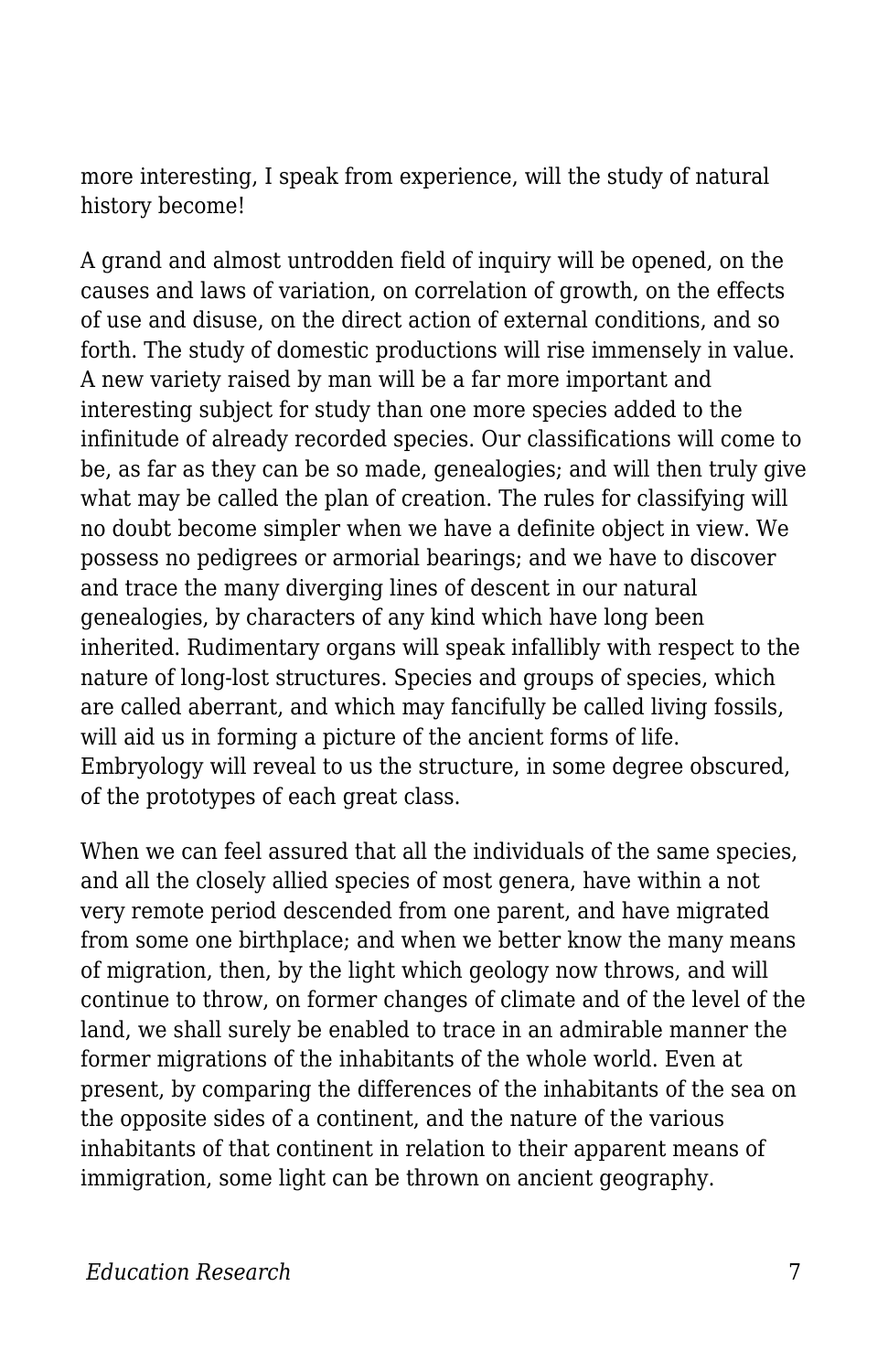more interesting, I speak from experience, will the study of natural history become!

A grand and almost untrodden field of inquiry will be opened, on the causes and laws of variation, on correlation of growth, on the effects of use and disuse, on the direct action of external conditions, and so forth. The study of domestic productions will rise immensely in value. A new variety raised by man will be a far more important and interesting subject for study than one more species added to the infinitude of already recorded species. Our classifications will come to be, as far as they can be so made, genealogies; and will then truly give what may be called the plan of creation. The rules for classifying will no doubt become simpler when we have a definite object in view. We possess no pedigrees or armorial bearings; and we have to discover and trace the many diverging lines of descent in our natural genealogies, by characters of any kind which have long been inherited. Rudimentary organs will speak infallibly with respect to the nature of long-lost structures. Species and groups of species, which are called aberrant, and which may fancifully be called living fossils, will aid us in forming a picture of the ancient forms of life. Embryology will reveal to us the structure, in some degree obscured, of the prototypes of each great class.

When we can feel assured that all the individuals of the same species, and all the closely allied species of most genera, have within a not very remote period descended from one parent, and have migrated from some one birthplace; and when we better know the many means of migration, then, by the light which geology now throws, and will continue to throw, on former changes of climate and of the level of the land, we shall surely be enabled to trace in an admirable manner the former migrations of the inhabitants of the whole world. Even at present, by comparing the differences of the inhabitants of the sea on the opposite sides of a continent, and the nature of the various inhabitants of that continent in relation to their apparent means of immigration, some light can be thrown on ancient geography.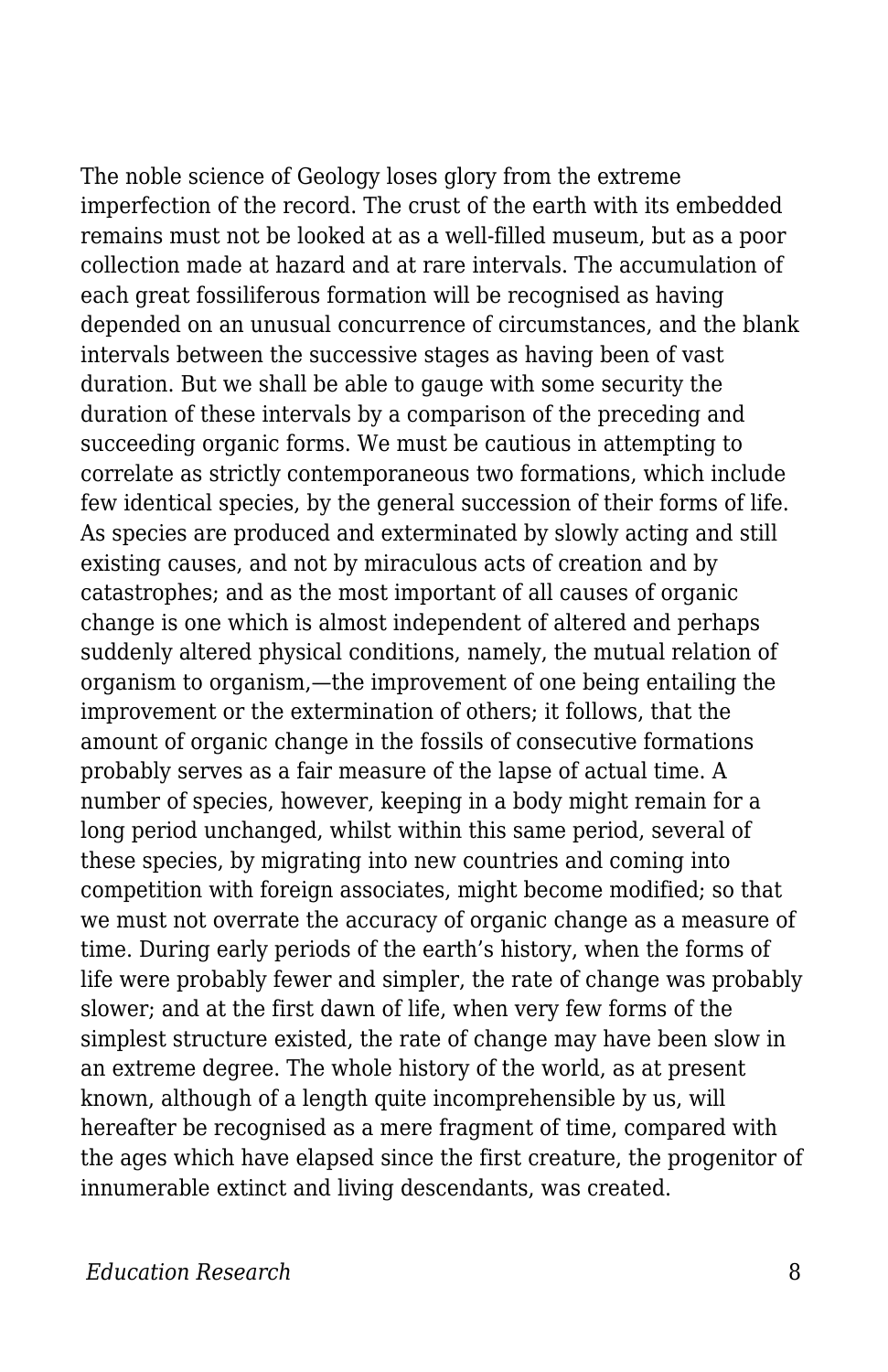The noble science of Geology loses glory from the extreme imperfection of the record. The crust of the earth with its embedded remains must not be looked at as a well-filled museum, but as a poor collection made at hazard and at rare intervals. The accumulation of each great fossiliferous formation will be recognised as having depended on an unusual concurrence of circumstances, and the blank intervals between the successive stages as having been of vast duration. But we shall be able to gauge with some security the duration of these intervals by a comparison of the preceding and succeeding organic forms. We must be cautious in attempting to correlate as strictly contemporaneous two formations, which include few identical species, by the general succession of their forms of life. As species are produced and exterminated by slowly acting and still existing causes, and not by miraculous acts of creation and by catastrophes; and as the most important of all causes of organic change is one which is almost independent of altered and perhaps suddenly altered physical conditions, namely, the mutual relation of organism to organism,—the improvement of one being entailing the improvement or the extermination of others; it follows, that the amount of organic change in the fossils of consecutive formations probably serves as a fair measure of the lapse of actual time. A number of species, however, keeping in a body might remain for a long period unchanged, whilst within this same period, several of these species, by migrating into new countries and coming into competition with foreign associates, might become modified; so that we must not overrate the accuracy of organic change as a measure of time. During early periods of the earth's history, when the forms of life were probably fewer and simpler, the rate of change was probably slower; and at the first dawn of life, when very few forms of the simplest structure existed, the rate of change may have been slow in an extreme degree. The whole history of the world, as at present known, although of a length quite incomprehensible by us, will hereafter be recognised as a mere fragment of time, compared with the ages which have elapsed since the first creature, the progenitor of innumerable extinct and living descendants, was created.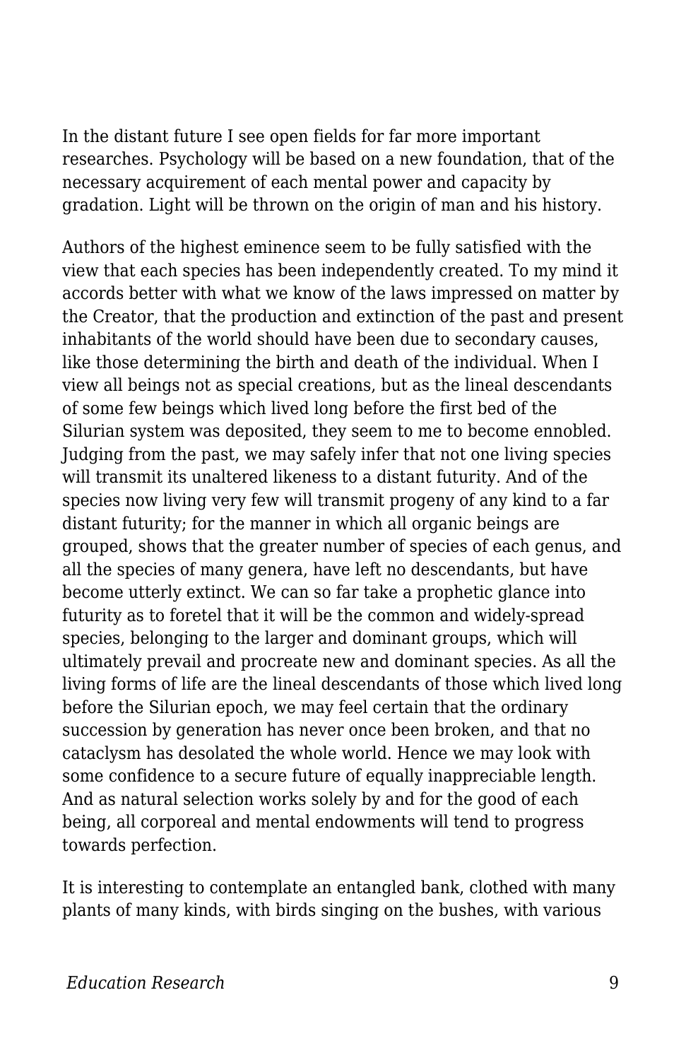In the distant future I see open fields for far more important researches. Psychology will be based on a new foundation, that of the necessary acquirement of each mental power and capacity by gradation. Light will be thrown on the origin of man and his history.

Authors of the highest eminence seem to be fully satisfied with the view that each species has been independently created. To my mind it accords better with what we know of the laws impressed on matter by the Creator, that the production and extinction of the past and present inhabitants of the world should have been due to secondary causes, like those determining the birth and death of the individual. When I view all beings not as special creations, but as the lineal descendants of some few beings which lived long before the first bed of the Silurian system was deposited, they seem to me to become ennobled. Judging from the past, we may safely infer that not one living species will transmit its unaltered likeness to a distant futurity. And of the species now living very few will transmit progeny of any kind to a far distant futurity; for the manner in which all organic beings are grouped, shows that the greater number of species of each genus, and all the species of many genera, have left no descendants, but have become utterly extinct. We can so far take a prophetic glance into futurity as to foretel that it will be the common and widely-spread species, belonging to the larger and dominant groups, which will ultimately prevail and procreate new and dominant species. As all the living forms of life are the lineal descendants of those which lived long before the Silurian epoch, we may feel certain that the ordinary succession by generation has never once been broken, and that no cataclysm has desolated the whole world. Hence we may look with some confidence to a secure future of equally inappreciable length. And as natural selection works solely by and for the good of each being, all corporeal and mental endowments will tend to progress towards perfection.

It is interesting to contemplate an entangled bank, clothed with many plants of many kinds, with birds singing on the bushes, with various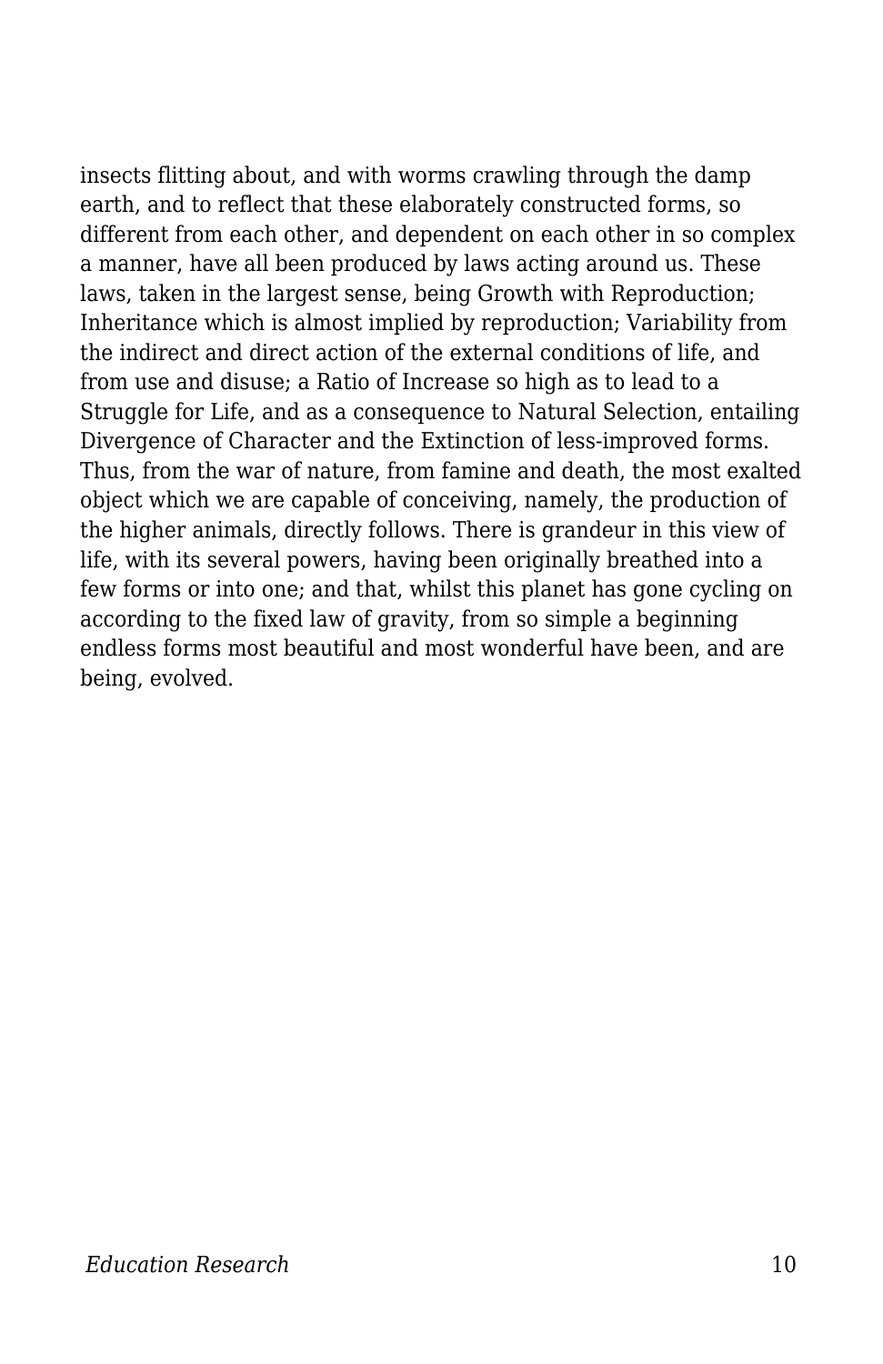insects flitting about, and with worms crawling through the damp earth, and to reflect that these elaborately constructed forms, so different from each other, and dependent on each other in so complex a manner, have all been produced by laws acting around us. These laws, taken in the largest sense, being Growth with Reproduction; Inheritance which is almost implied by reproduction; Variability from the indirect and direct action of the external conditions of life, and from use and disuse; a Ratio of Increase so high as to lead to a Struggle for Life, and as a consequence to Natural Selection, entailing Divergence of Character and the Extinction of less-improved forms. Thus, from the war of nature, from famine and death, the most exalted object which we are capable of conceiving, namely, the production of the higher animals, directly follows. There is grandeur in this view of life, with its several powers, having been originally breathed into a few forms or into one; and that, whilst this planet has gone cycling on according to the fixed law of gravity, from so simple a beginning endless forms most beautiful and most wonderful have been, and are being, evolved.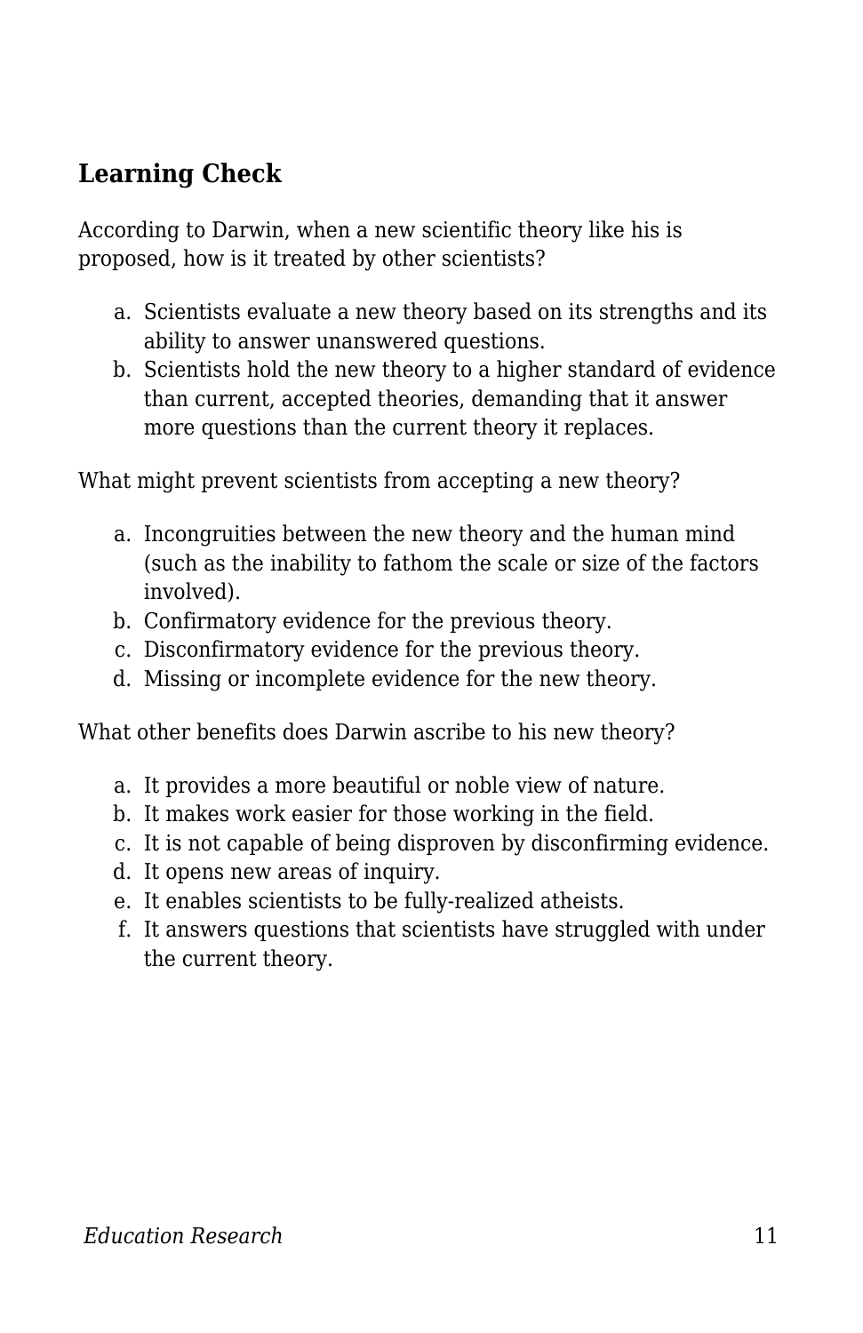## Learning Check

According to Darwin, when a new scientific theory like his is proposed, how is it treated by other scientists?

a. Scientists evaluate a new theory based on its strengths and its ability to answer unanswered questions.
b. Scientists hold the new theory to a higher standard of evidence than current, accepted theories, demanding that it answer more questions than the current theory it replaces.

What might prevent scientists from accepting a new theory?

a. Incongruities between the new theory and the human mind (such as the inability to fathom the scale or size of the factors involved).
b. Confirmatory evidence for the previous theory.
c. Disconfirmatory evidence for the previous theory.
d. Missing or incomplete evidence for the new theory.

What other benefits does Darwin ascribe to his new theory?

a. It provides a more beautiful or noble view of nature.
b. It makes work easier for those working in the field.
c. It is not capable of being disproven by disconfirming evidence.
d. It opens new areas of inquiry.
e. It enables scientists to be fully-realized atheists.
f. It answers questions that scientists have struggled with under the current theory.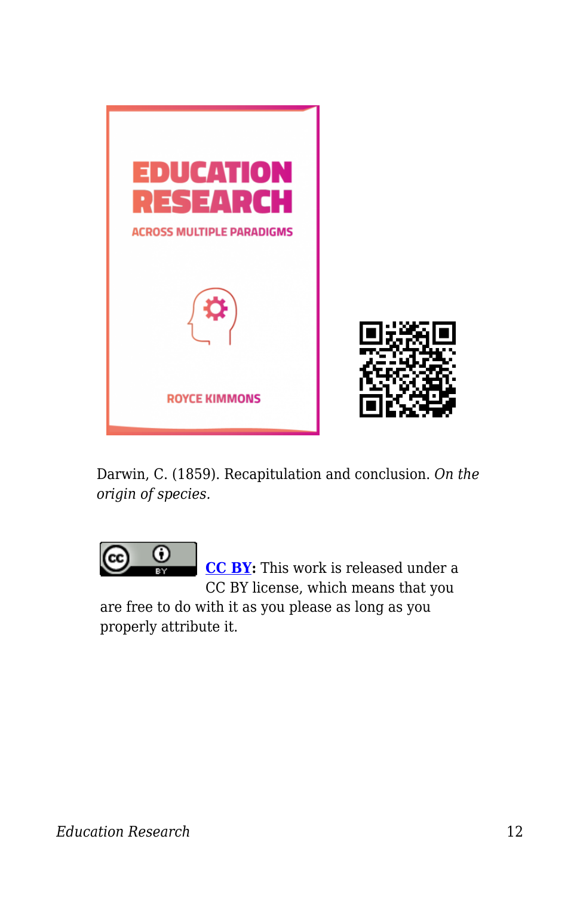Darwin, C. (1859). Recapitulation and conclusion. *On the origin of species.*

**CC BY:** This work is released under a CC BY license, which means that you are free to do with it as you please as long as you properly attribute it.